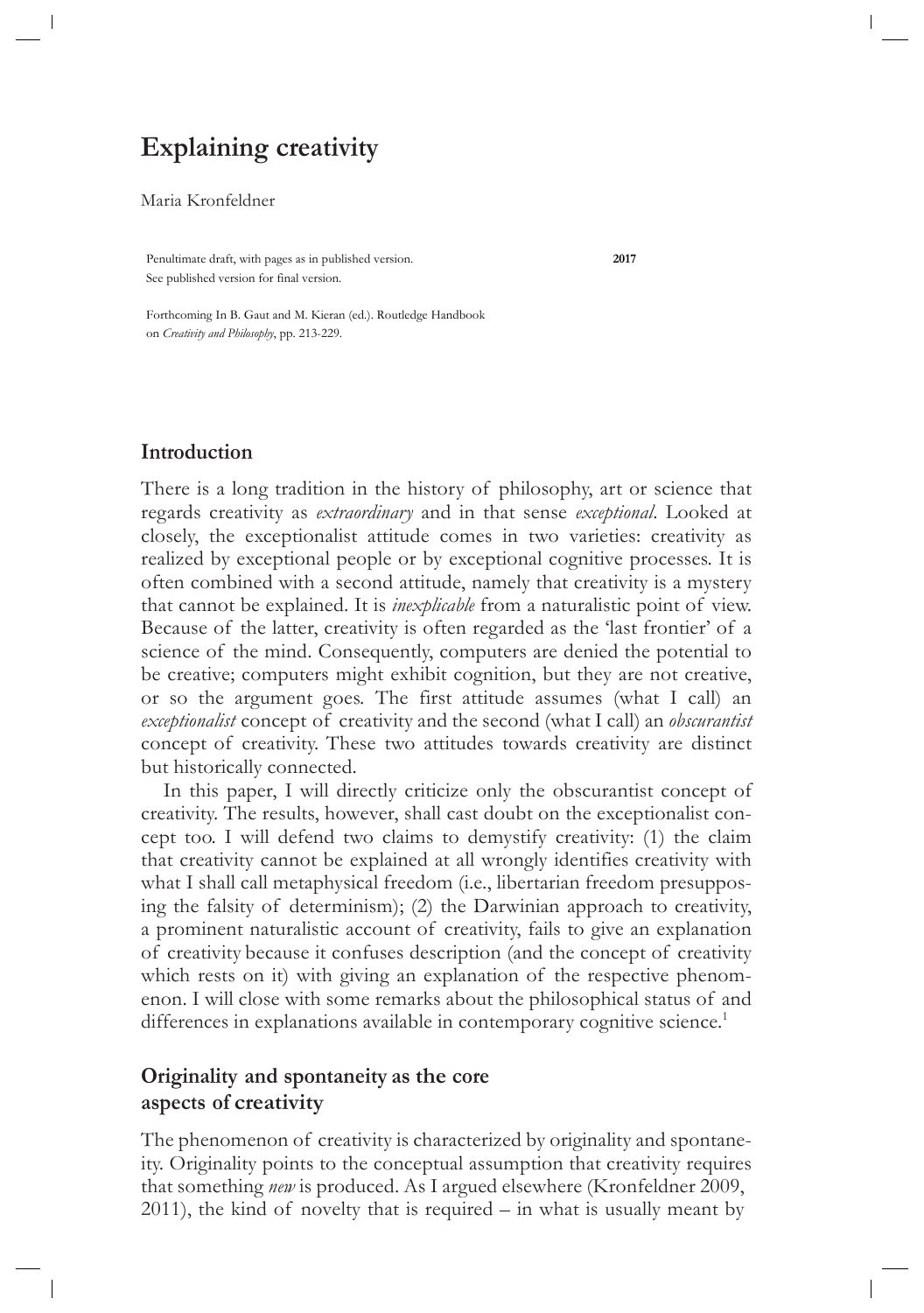# Explaining creativity

Maria Kronfeldner

Penultimate draft, with pages as in published version. See published version for final version.

**2017**

Forthcoming In B. Gaut and M. Kieran (ed.). Routledge Handbook on *Creativity and Philosophy*, pp. 213-229.

## Introduction

There is a long tradition in the history of philosophy, art or science that regards creativity as *extraordinary* and in that sense *exceptional*. Looked at closely, the exceptionalist attitude comes in two varieties: creativity as realized by exceptional people or by exceptional cognitive processes. It is often combined with a second attitude, namely that creativity is a mystery that cannot be explained. It is *inexplicable* from a naturalistic point of view. Because of the latter, creativity is often regarded as the 'last frontier' of a science of the mind. Consequently, computers are denied the potential to be creative; computers might exhibit cognition, but they are not creative, or so the argument goes. The first attitude assumes (what I call) an *exceptionalist* concept of creativity and the second (what I call) an *obscurantist* concept of creativity. These two attitudes towards creativity are distinct but historically connected.

In this paper, I will directly criticize only the obscurantist concept of creativity. The results, however, shall cast doubt on the exceptionalist concept too. I will defend two claims to demystify creativity: (1) the claim that creativity cannot be explained at all wrongly identifies creativity with what I shall call metaphysical freedom (i.e., libertarian freedom presupposing the falsity of determinism); (2) the Darwinian approach to creativity, a prominent naturalistic account of creativity, fails to give an explanation of creativity because it confuses description (and the concept of creativity which rests on it) with giving an explanation of the respective phenomenon. I will close with some remarks about the philosophical status of and differences in explanations available in contemporary cognitive science.[1]

## Originality and spontaneity as the core aspects of creativity

The phenomenon of creativity is characterized by originality and spontaneity. Originality points to the conceptual assumption that creativity requires that something *new* is produced. As I argued elsewhere (Kronfeldner 2009, 2011), the kind of novelty that is required – in what is usually meant by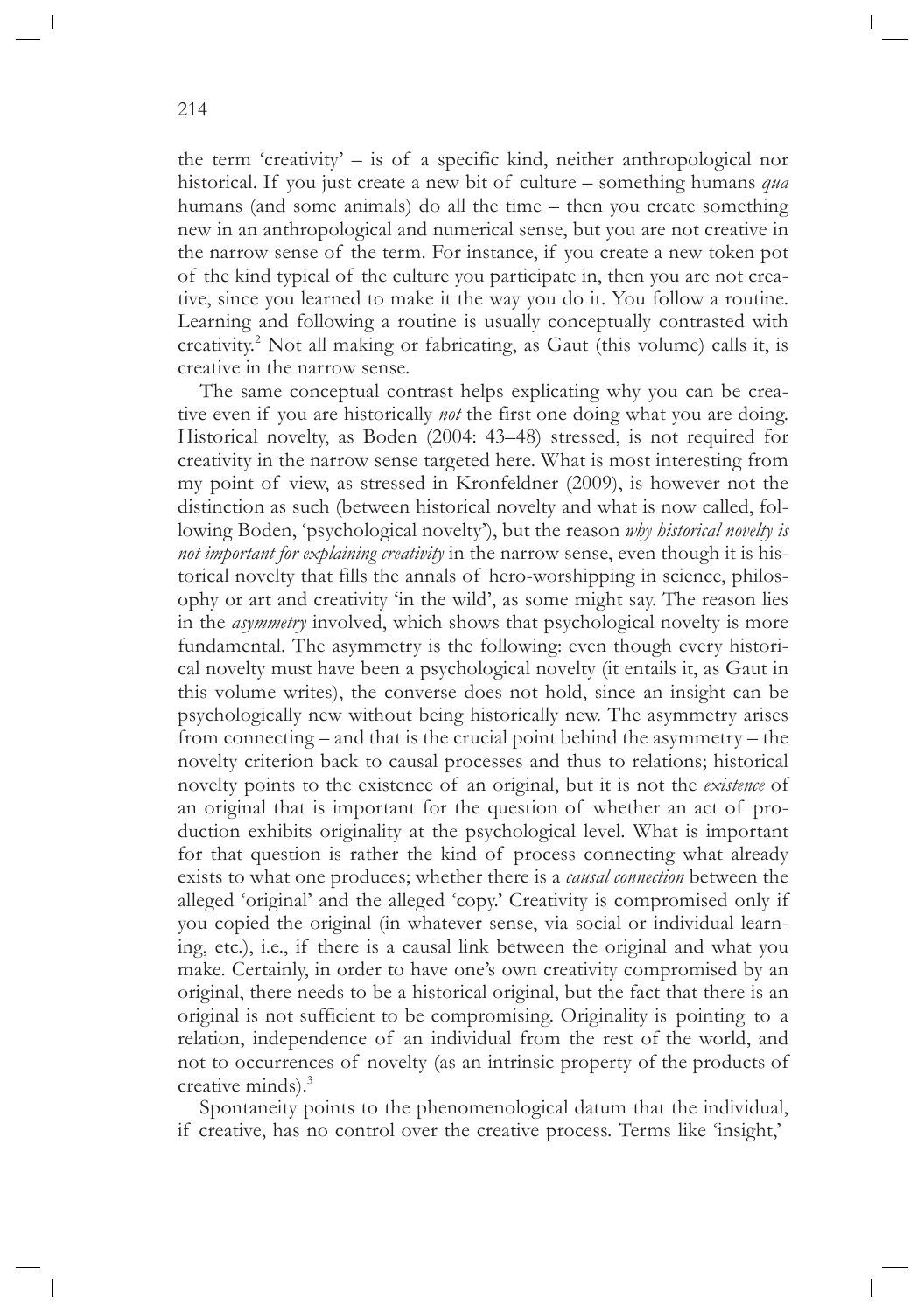the term 'creativity' – is of a specific kind, neither anthropological nor historical. If you just create a new bit of culture – something humans *qua* humans (and some animals) do all the time – then you create something new in an anthropological and numerical sense, but you are not creative in the narrow sense of the term. For instance, if you create a new token pot of the kind typical of the culture you participate in, then you are not creative, since you learned to make it the way you do it. You follow a routine. Learning and following a routine is usually conceptually contrasted with creativity.[2] Not all making or fabricating, as Gaut (this volume) calls it, is creative in the narrow sense.

The same conceptual contrast helps explicating why you can be creative even if you are historically *not* the first one doing what you are doing. Historical novelty, as Boden (2004: 43–48) stressed, is not required for creativity in the narrow sense targeted here. What is most interesting from my point of view, as stressed in Kronfeldner (2009), is however not the distinction as such (between historical novelty and what is now called, following Boden, 'psychological novelty'), but the reason *why historical novelty is not important for explaining creativity* in the narrow sense, even though it is historical novelty that fills the annals of hero-worshipping in science, philosophy or art and creativity 'in the wild', as some might say. The reason lies in the *asymmetry* involved, which shows that psychological novelty is more fundamental. The asymmetry is the following: even though every historical novelty must have been a psychological novelty (it entails it, as Gaut in this volume writes), the converse does not hold, since an insight can be psychologically new without being historically new. The asymmetry arises from connecting – and that is the crucial point behind the asymmetry – the novelty criterion back to causal processes and thus to relations; historical novelty points to the existence of an original, but it is not the *existence* of an original that is important for the question of whether an act of production exhibits originality at the psychological level. What is important for that question is rather the kind of process connecting what already exists to what one produces; whether there is a *causal connection* between the alleged 'original' and the alleged 'copy.' Creativity is compromised only if you copied the original (in whatever sense, via social or individual learning, etc.), i.e., if there is a causal link between the original and what you make. Certainly, in order to have one's own creativity compromised by an original, there needs to be a historical original, but the fact that there is an original is not sufficient to be compromising. Originality is pointing to a relation, independence of an individual from the rest of the world, and not to occurrences of novelty (as an intrinsic property of the products of creative minds).[3]

Spontaneity points to the phenomenological datum that the individual, if creative, has no control over the creative process. Terms like 'insight,'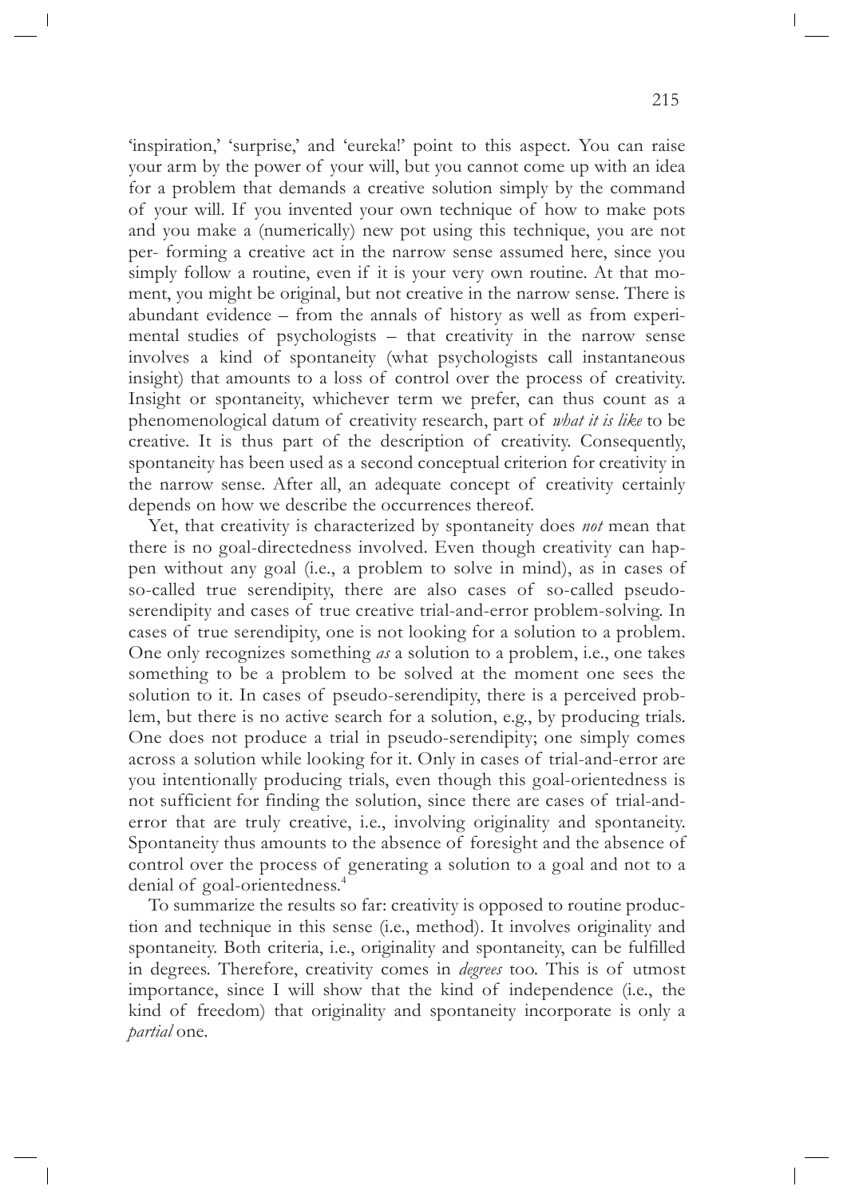'inspiration,' 'surprise,' and 'eureka!' point to this aspect. You can raise your arm by the power of your will, but you cannot come up with an idea for a problem that demands a creative solution simply by the command of your will. If you invented your own technique of how to make pots and you make a (numerically) new pot using this technique, you are not performing a creative act in the narrow sense assumed here, since you simply follow a routine, even if it is your very own routine. At that moment, you might be original, but not creative in the narrow sense. There is abundant evidence – from the annals of history as well as from experimental studies of psychologists – that creativity in the narrow sense involves a kind of spontaneity (what psychologists call instantaneous insight) that amounts to a loss of control over the process of creativity. Insight or spontaneity, whichever term we prefer, can thus count as a phenomenological datum of creativity research, part of *what it is like* to be creative. It is thus part of the description of creativity. Consequently, spontaneity has been used as a second conceptual criterion for creativity in the narrow sense. After all, an adequate concept of creativity certainly depends on how we describe the occurrences thereof.

Yet, that creativity is characterized by spontaneity does *not* mean that there is no goal-directedness involved. Even though creativity can happen without any goal (i.e., a problem to solve in mind), as in cases of so-called true serendipity, there are also cases of so-called pseudo-serendipity and cases of true creative trial-and-error problem-solving. In cases of true serendipity, one is not looking for a solution to a problem. One only recognizes something *as* a solution to a problem, i.e., one takes something to be a problem to be solved at the moment one sees the solution to it. In cases of pseudo-serendipity, there is a perceived problem, but there is no active search for a solution, e.g., by producing trials. One does not produce a trial in pseudo-serendipity; one simply comes across a solution while looking for it. Only in cases of trial-and-error are you intentionally producing trials, even though this goal-orientedness is not sufficient for finding the solution, since there are cases of trial-and-error that are truly creative, i.e., involving originality and spontaneity. Spontaneity thus amounts to the absence of foresight and the absence of control over the process of generating a solution to a goal and not to a denial of goal-orientedness.[4]

To summarize the results so far: creativity is opposed to routine production and technique in this sense (i.e., method). It involves originality and spontaneity. Both criteria, i.e., originality and spontaneity, can be fulfilled in degrees. Therefore, creativity comes in *degrees* too. This is of utmost importance, since I will show that the kind of independence (i.e., the kind of freedom) that originality and spontaneity incorporate is only a *partial* one.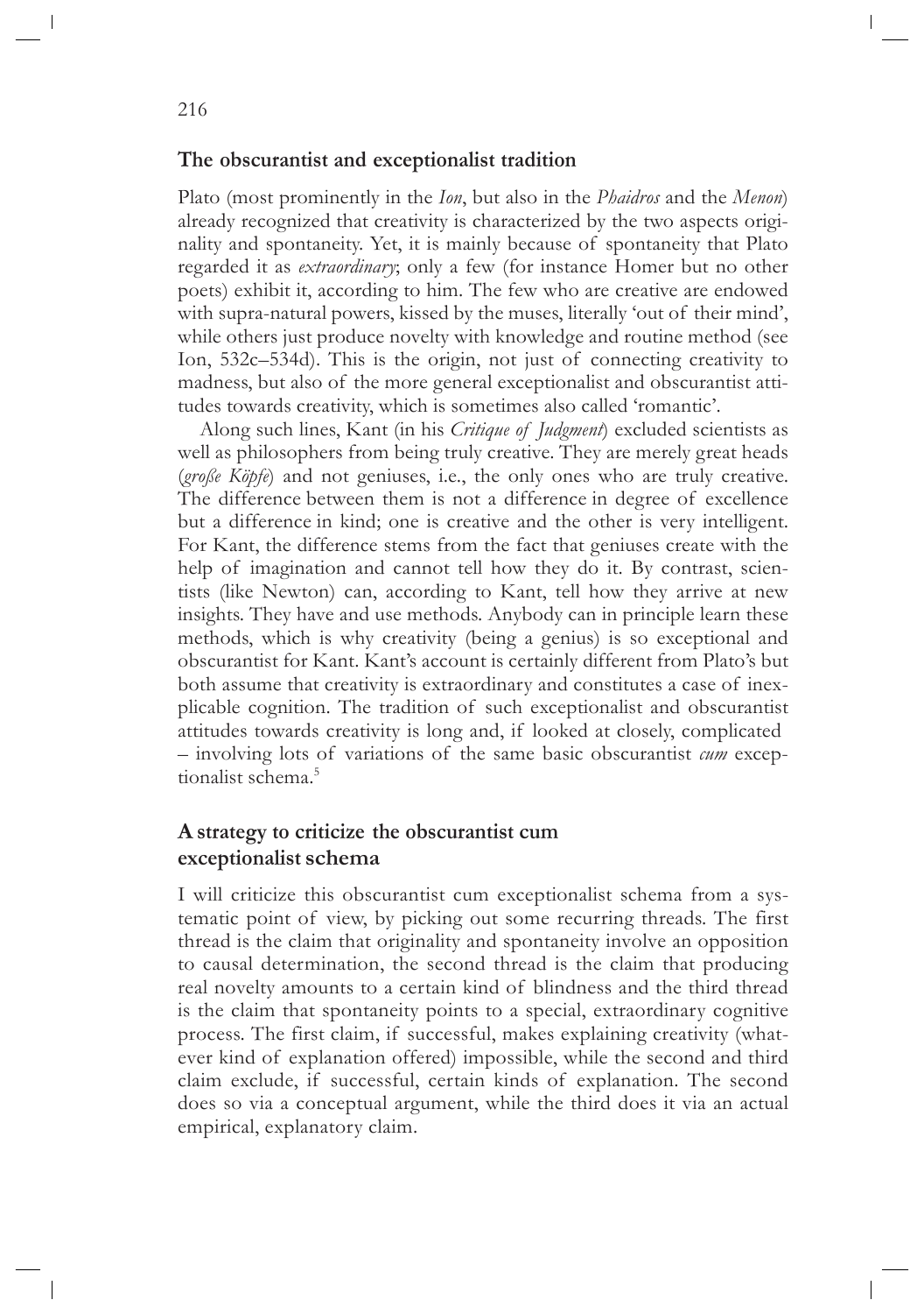## The obscurantist and exceptionalist tradition

Plato (most prominently in the *Ion*, but also in the *Phaidros* and the *Menon*) already recognized that creativity is characterized by the two aspects originality and spontaneity. Yet, it is mainly because of spontaneity that Plato regarded it as *extraordinary*; only a few (for instance Homer but no other poets) exhibit it, according to him. The few who are creative are endowed with supra-natural powers, kissed by the muses, literally 'out of their mind', while others just produce novelty with knowledge and routine method (see Ion, 532c–534d). This is the origin, not just of connecting creativity to madness, but also of the more general exceptionalist and obscurantist attitudes towards creativity, which is sometimes also called 'romantic'.

Along such lines, Kant (in his *Critique of Judgment*) excluded scientists as well as philosophers from being truly creative. They are merely great heads (*große Köpfe*) and not geniuses, i.e., the only ones who are truly creative. The difference between them is not a difference in degree of excellence but a difference in kind; one is creative and the other is very intelligent. For Kant, the difference stems from the fact that geniuses create with the help of imagination and cannot tell how they do it. By contrast, scientists (like Newton) can, according to Kant, tell how they arrive at new insights. They have and use methods. Anybody can in principle learn these methods, which is why creativity (being a genius) is so exceptional and obscurantist for Kant. Kant's account is certainly different from Plato's but both assume that creativity is extraordinary and constitutes a case of inexplicable cognition. The tradition of such exceptionalist and obscurantist attitudes towards creativity is long and, if looked at closely, complicated – involving lots of variations of the same basic obscurantist *cum* exceptionalist schema.[5]

## A strategy to criticize the obscurantist cum exceptionalist schema

I will criticize this obscurantist cum exceptionalist schema from a systematic point of view, by picking out some recurring threads. The first thread is the claim that originality and spontaneity involve an opposition to causal determination, the second thread is the claim that producing real novelty amounts to a certain kind of blindness and the third thread is the claim that spontaneity points to a special, extraordinary cognitive process. The first claim, if successful, makes explaining creativity (whatever kind of explanation offered) impossible, while the second and third claim exclude, if successful, certain kinds of explanation. The second does so via a conceptual argument, while the third does it via an actual empirical, explanatory claim.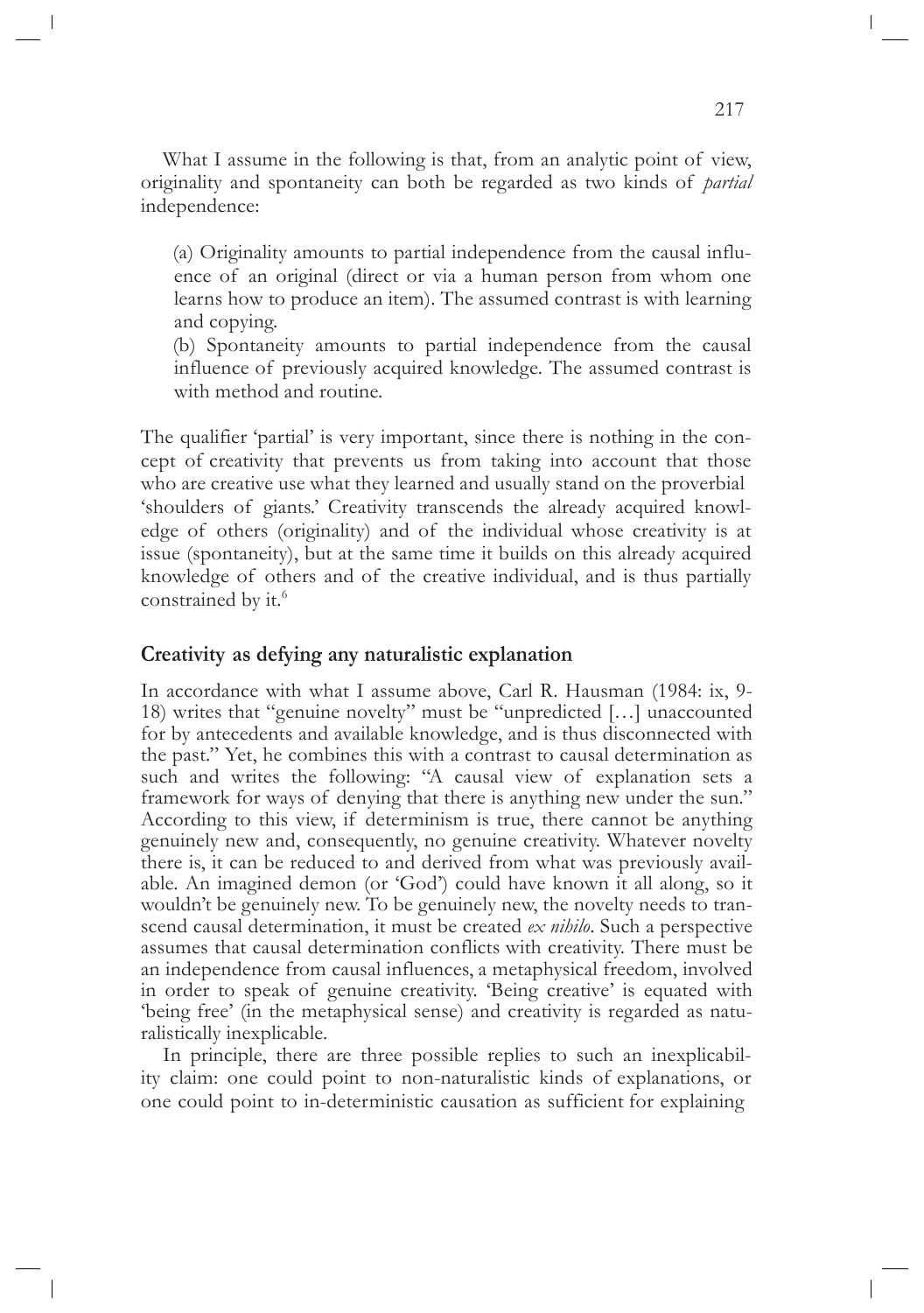What I assume in the following is that, from an analytic point of view, originality and spontaneity can both be regarded as two kinds of *partial* independence:

(a) Originality amounts to partial independence from the causal influence of an original (direct or via a human person from whom one learns how to produce an item). The assumed contrast is with learning and copying.

(b) Spontaneity amounts to partial independence from the causal influence of previously acquired knowledge. The assumed contrast is with method and routine.

The qualifier 'partial' is very important, since there is nothing in the concept of creativity that prevents us from taking into account that those who are creative use what they learned and usually stand on the proverbial 'shoulders of giants.' Creativity transcends the already acquired knowledge of others (originality) and of the individual whose creativity is at issue (spontaneity), but at the same time it builds on this already acquired knowledge of others and of the creative individual, and is thus partially constrained by it.[6]

## Creativity as defying any naturalistic explanation

In accordance with what I assume above, Carl R. Hausman (1984: ix, 9-18) writes that "genuine novelty" must be "unpredicted […] unaccounted for by antecedents and available knowledge, and is thus disconnected with the past." Yet, he combines this with a contrast to causal determination as such and writes the following: "A causal view of explanation sets a framework for ways of denying that there is anything new under the sun." According to this view, if determinism is true, there cannot be anything genuinely new and, consequently, no genuine creativity. Whatever novelty there is, it can be reduced to and derived from what was previously available. An imagined demon (or 'God') could have known it all along, so it wouldn't be genuinely new. To be genuinely new, the novelty needs to transcend causal determination, it must be created *ex nihilo*. Such a perspective assumes that causal determination conflicts with creativity. There must be an independence from causal influences, a metaphysical freedom, involved in order to speak of genuine creativity. 'Being creative' is equated with 'being free' (in the metaphysical sense) and creativity is regarded as naturalistically inexplicable.

In principle, there are three possible replies to such an inexplicability claim: one could point to non-naturalistic kinds of explanations, or one could point to in-deterministic causation as sufficient for explaining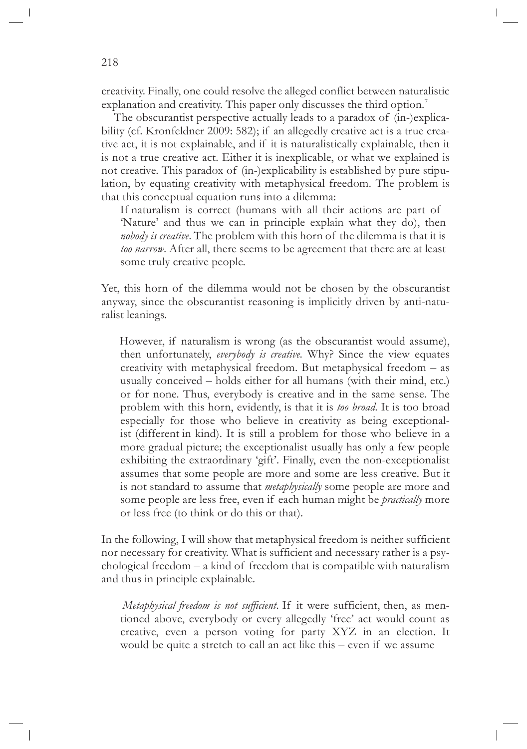creativity. Finally, one could resolve the alleged conflict between naturalistic explanation and creativity. This paper only discusses the third option.[7]

The obscurantist perspective actually leads to a paradox of (in-)explicability (cf. Kronfeldner 2009: 582); if an allegedly creative act is a true creative act, it is not explainable, and if it is naturalistically explainable, then it is not a true creative act. Either it is inexplicable, or what we explained is not creative. This paradox of (in-)explicability is established by pure stipulation, by equating creativity with metaphysical freedom. The problem is that this conceptual equation runs into a dilemma:

> If naturalism is correct (humans with all their actions are part of 'Nature' and thus we can in principle explain what they do), then *nobody is creative*. The problem with this horn of the dilemma is that it is *too narrow*. After all, there seems to be agreement that there are at least some truly creative people.

Yet, this horn of the dilemma would not be chosen by the obscurantist anyway, since the obscurantist reasoning is implicitly driven by anti-naturalist leanings.

> However, if naturalism is wrong (as the obscurantist would assume), then unfortunately, *everybody is creative*. Why? Since the view equates creativity with metaphysical freedom. But metaphysical freedom – as usually conceived – holds either for all humans (with their mind, etc.) or for none. Thus, everybody is creative and in the same sense. The problem with this horn, evidently, is that it is *too broad*. It is too broad especially for those who believe in creativity as being exceptionalist (different in kind). It is still a problem for those who believe in a more gradual picture; the exceptionalist usually has only a few people exhibiting the extraordinary 'gift'. Finally, even the non-exceptionalist assumes that some people are more and some are less creative. But it is not standard to assume that *metaphysically* some people are more and some people are less free, even if each human might be *practically* more or less free (to think or do this or that).

In the following, I will show that metaphysical freedom is neither sufficient nor necessary for creativity. What is sufficient and necessary rather is a psychological freedom – a kind of freedom that is compatible with naturalism and thus in principle explainable.

> *Metaphysical freedom is not sufficient*. If it were sufficient, then, as mentioned above, everybody or every allegedly 'free' act would count as creative, even a person voting for party XYZ in an election. It would be quite a stretch to call an act like this – even if we assume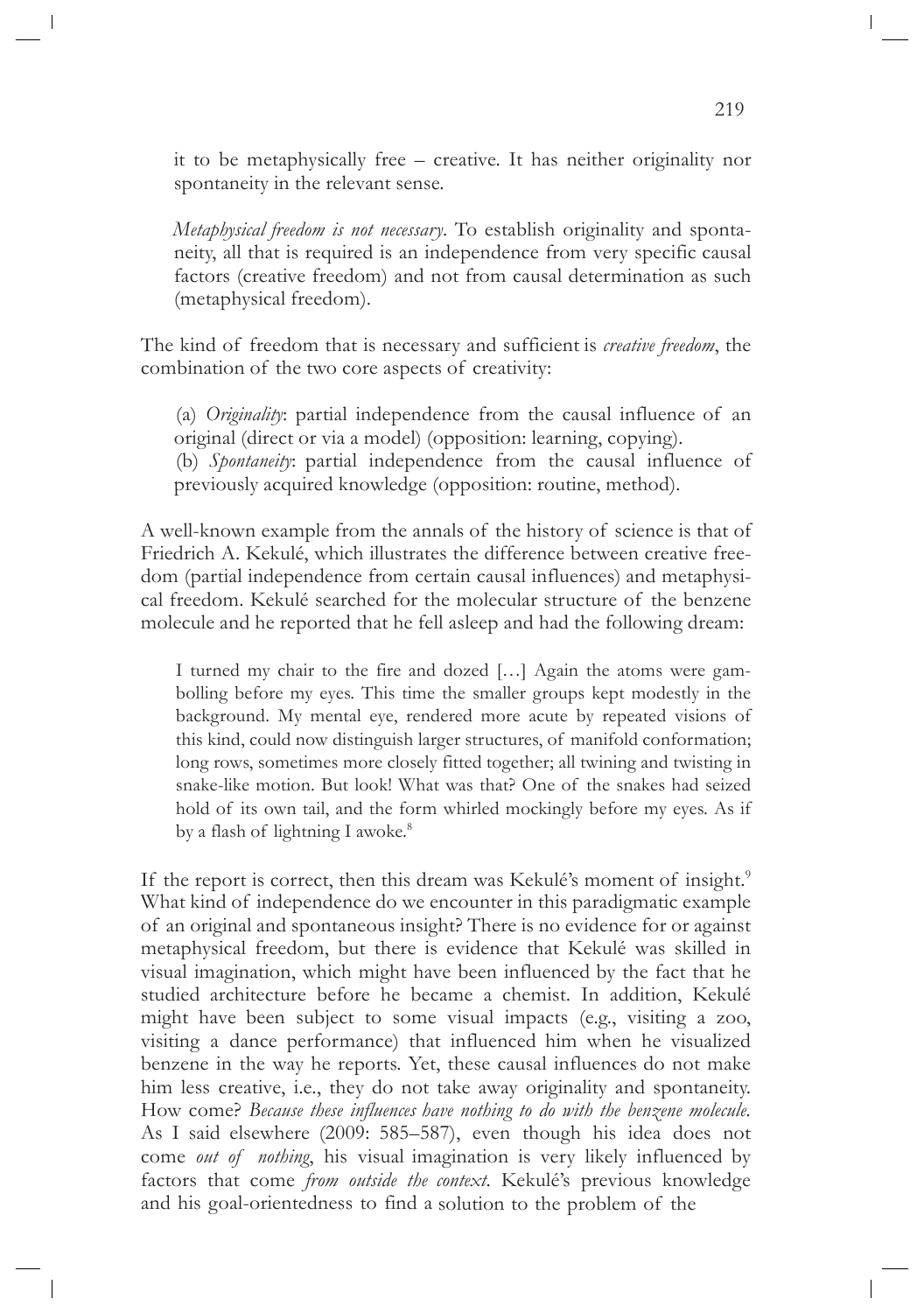it to be metaphysically free – creative. It has neither originality nor spontaneity in the relevant sense.

> *Metaphysical freedom is not necessary*. To establish originality and spontaneity, all that is required is an independence from very specific causal factors (creative freedom) and not from causal determination as such (metaphysical freedom).

The kind of freedom that is necessary and sufficient is *creative freedom*, the combination of the two core aspects of creativity:

> (a) *Originality*: partial independence from the causal influence of an original (direct or via a model) (opposition: learning, copying).
> (b) *Spontaneity*: partial independence from the causal influence of previously acquired knowledge (opposition: routine, method).

A well-known example from the annals of the history of science is that of Friedrich A. Kekulé, which illustrates the difference between creative freedom (partial independence from certain causal influences) and metaphysical freedom. Kekulé searched for the molecular structure of the benzene molecule and he reported that he fell asleep and had the following dream:

> I turned my chair to the fire and dozed […] Again the atoms were gambolling before my eyes. This time the smaller groups kept modestly in the background. My mental eye, rendered more acute by repeated visions of this kind, could now distinguish larger structures, of manifold conformation; long rows, sometimes more closely fitted together; all twining and twisting in snake-like motion. But look! What was that? One of the snakes had seized hold of its own tail, and the form whirled mockingly before my eyes. As if by a flash of lightning I awoke.[8]

If the report is correct, then this dream was Kekulé's moment of insight.[9] What kind of independence do we encounter in this paradigmatic example of an original and spontaneous insight? There is no evidence for or against metaphysical freedom, but there is evidence that Kekulé was skilled in visual imagination, which might have been influenced by the fact that he studied architecture before he became a chemist. In addition, Kekulé might have been subject to some visual impacts (e.g., visiting a zoo, visiting a dance performance) that influenced him when he visualized benzene in the way he reports. Yet, these causal influences do not make him less creative, i.e., they do not take away originality and spontaneity. How come? *Because these influences have nothing to do with the benzene molecule.* As I said elsewhere (2009: 585–587), even though his idea does not come *out of nothing*, his visual imagination is very likely influenced by factors that come *from outside the context*. Kekulé's previous knowledge and his goal-orientedness to find a solution to the problem of the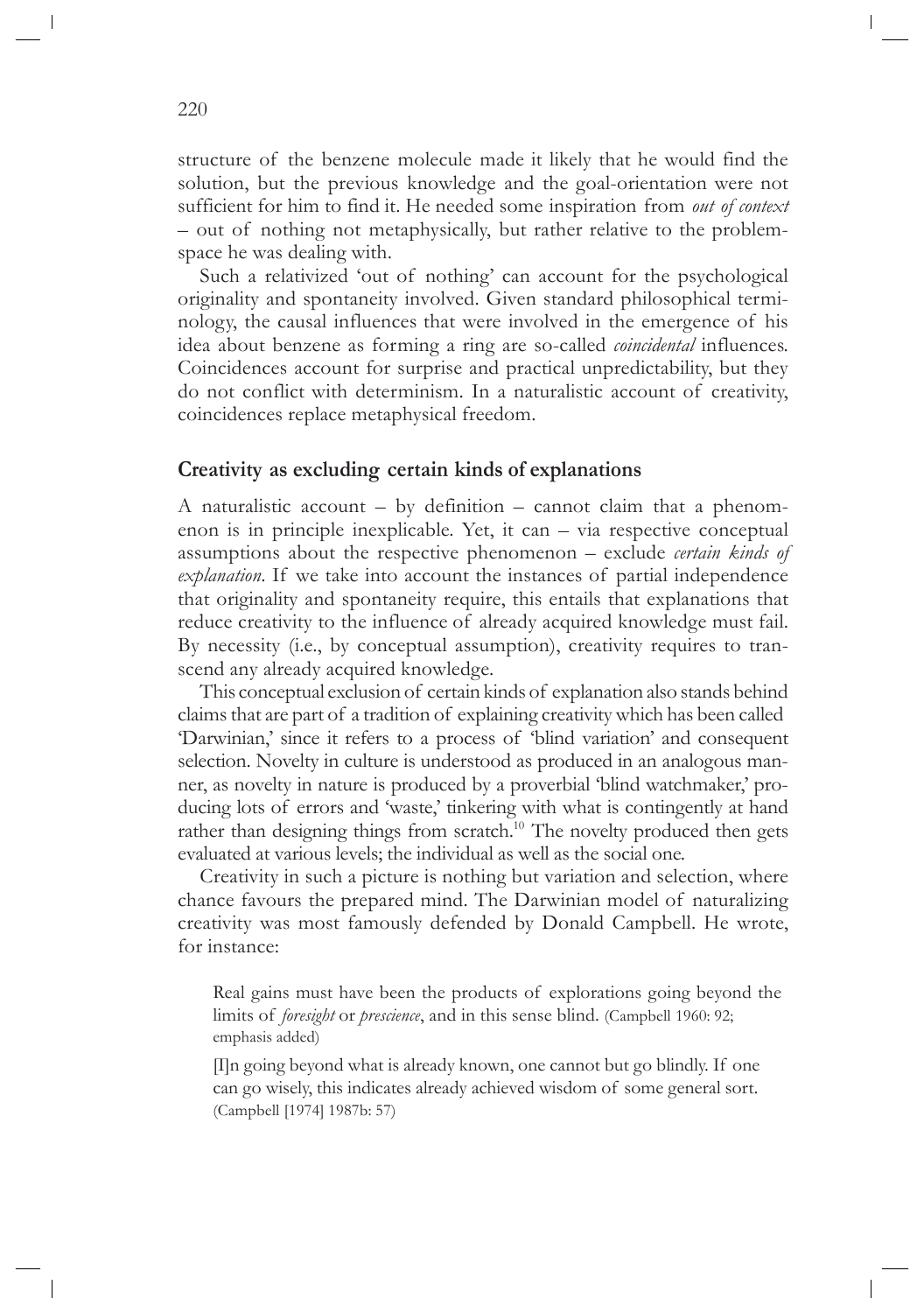structure of the benzene molecule made it likely that he would find the solution, but the previous knowledge and the goal-orientation were not sufficient for him to find it. He needed some inspiration from *out of context* – out of nothing not metaphysically, but rather relative to the problem-space he was dealing with.

Such a relativized 'out of nothing' can account for the psychological originality and spontaneity involved. Given standard philosophical terminology, the causal influences that were involved in the emergence of his idea about benzene as forming a ring are so-called *coincidental* influences. Coincidences account for surprise and practical unpredictability, but they do not conflict with determinism. In a naturalistic account of creativity, coincidences replace metaphysical freedom.

## Creativity as excluding certain kinds of explanations

A naturalistic account – by definition – cannot claim that a phenomenon is in principle inexplicable. Yet, it can – via respective conceptual assumptions about the respective phenomenon – exclude *certain kinds of explanation*. If we take into account the instances of partial independence that originality and spontaneity require, this entails that explanations that reduce creativity to the influence of already acquired knowledge must fail. By necessity (i.e., by conceptual assumption), creativity requires to transcend any already acquired knowledge.

This conceptual exclusion of certain kinds of explanation also stands behind claims that are part of a tradition of explaining creativity which has been called 'Darwinian,' since it refers to a process of 'blind variation' and consequent selection. Novelty in culture is understood as produced in an analogous manner, as novelty in nature is produced by a proverbial 'blind watchmaker,' producing lots of errors and 'waste,' tinkering with what is contingently at hand rather than designing things from scratch.[10] The novelty produced then gets evaluated at various levels; the individual as well as the social one.

Creativity in such a picture is nothing but variation and selection, where chance favours the prepared mind. The Darwinian model of naturalizing creativity was most famously defended by Donald Campbell. He wrote, for instance:

> Real gains must have been the products of explorations going beyond the limits of *foresight* or *prescience*, and in this sense blind. (Campbell 1960: 92; emphasis added)

> [I]n going beyond what is already known, one cannot but go blindly. If one can go wisely, this indicates already achieved wisdom of some general sort. (Campbell [1974] 1987b: 57)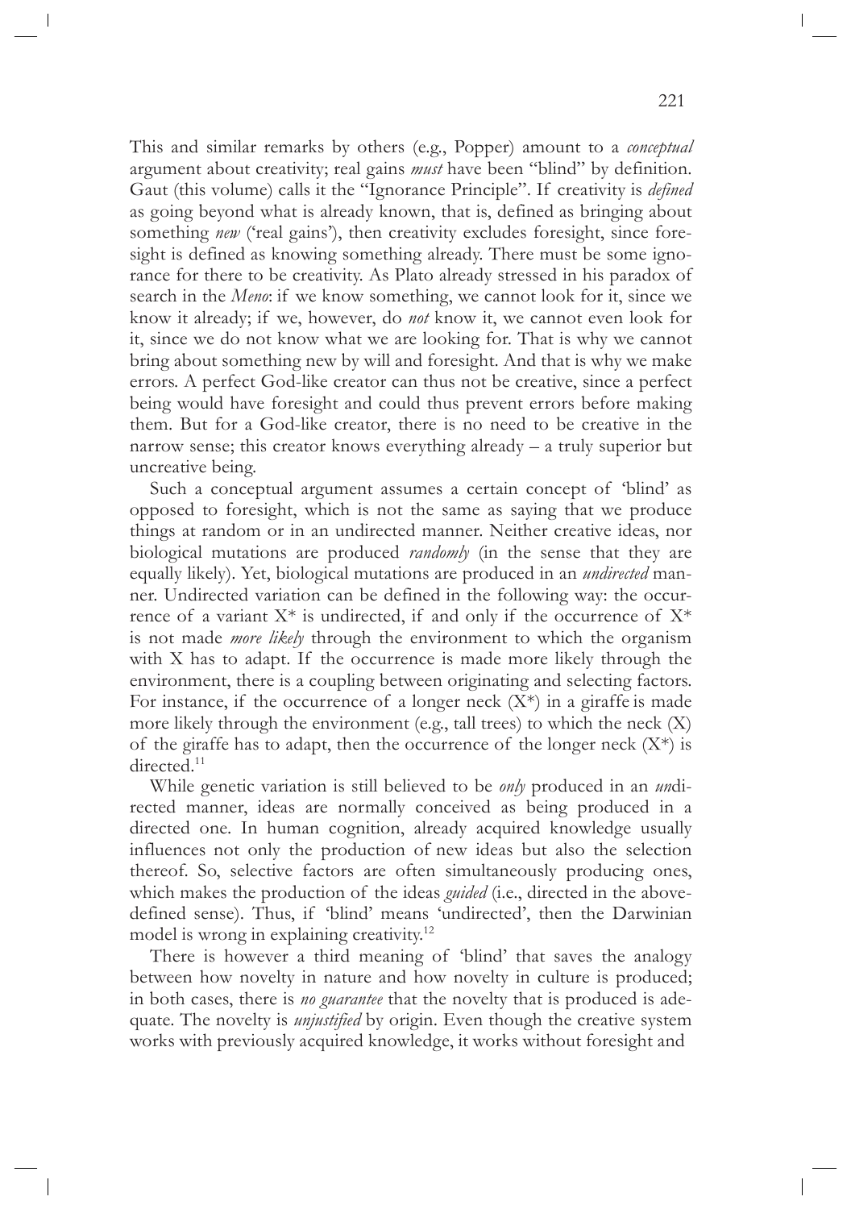This and similar remarks by others (e.g., Popper) amount to a *conceptual* argument about creativity; real gains *must* have been "blind" by definition. Gaut (this volume) calls it the "Ignorance Principle". If creativity is *defined* as going beyond what is already known, that is, defined as bringing about something *new* ('real gains'), then creativity excludes foresight, since foresight is defined as knowing something already. There must be some ignorance for there to be creativity. As Plato already stressed in his paradox of search in the *Meno*: if we know something, we cannot look for it, since we know it already; if we, however, do *not* know it, we cannot even look for it, since we do not know what we are looking for. That is why we cannot bring about something new by will and foresight. And that is why we make errors. A perfect God-like creator can thus not be creative, since a perfect being would have foresight and could thus prevent errors before making them. But for a God-like creator, there is no need to be creative in the narrow sense; this creator knows everything already – a truly superior but uncreative being.

Such a conceptual argument assumes a certain concept of 'blind' as opposed to foresight, which is not the same as saying that we produce things at random or in an undirected manner. Neither creative ideas, nor biological mutations are produced *randomly* (in the sense that they are equally likely). Yet, biological mutations are produced in an *undirected* manner. Undirected variation can be defined in the following way: the occurrence of a variant X* is undirected, if and only if the occurrence of X* is not made *more likely* through the environment to which the organism with X has to adapt. If the occurrence is made more likely through the environment, there is a coupling between originating and selecting factors. For instance, if the occurrence of a longer neck (X*) in a giraffe is made more likely through the environment (e.g., tall trees) to which the neck (X) of the giraffe has to adapt, then the occurrence of the longer neck (X*) is directed.[11]

While genetic variation is still believed to be *only* produced in an *un*directed manner, ideas are normally conceived as being produced in a directed one. In human cognition, already acquired knowledge usually influences not only the production of new ideas but also the selection thereof. So, selective factors are often simultaneously producing ones, which makes the production of the ideas *guided* (i.e., directed in the above-defined sense). Thus, if 'blind' means 'undirected', then the Darwinian model is wrong in explaining creativity.[12]

There is however a third meaning of 'blind' that saves the analogy between how novelty in nature and how novelty in culture is produced; in both cases, there is *no guarantee* that the novelty that is produced is adequate. The novelty is *unjustified* by origin. Even though the creative system works with previously acquired knowledge, it works without foresight and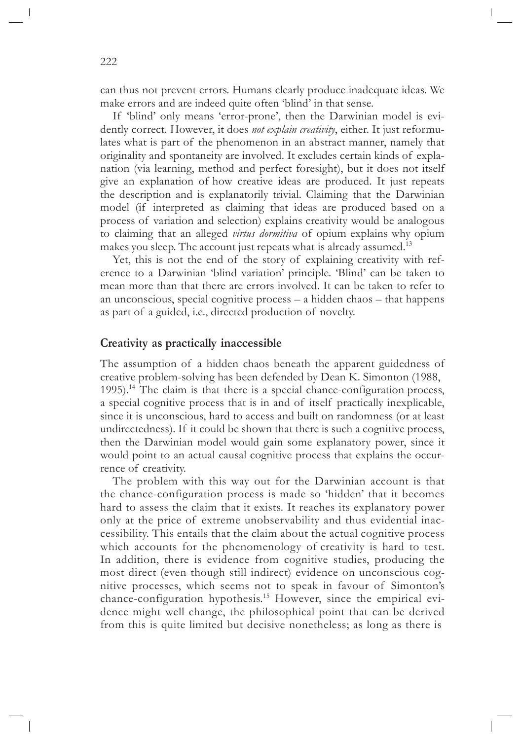can thus not prevent errors. Humans clearly produce inadequate ideas. We make errors and are indeed quite often 'blind' in that sense.

If 'blind' only means 'error-prone', then the Darwinian model is evidently correct. However, it does *not explain creativity*, either. It just reformulates what is part of the phenomenon in an abstract manner, namely that originality and spontaneity are involved. It excludes certain kinds of explanation (via learning, method and perfect foresight), but it does not itself give an explanation of how creative ideas are produced. It just repeats the description and is explanatorily trivial. Claiming that the Darwinian model (if interpreted as claiming that ideas are produced based on a process of variation and selection) explains creativity would be analogous to claiming that an alleged *virtus dormitiva* of opium explains why opium makes you sleep. The account just repeats what is already assumed.[13]

Yet, this is not the end of the story of explaining creativity with reference to a Darwinian 'blind variation' principle. 'Blind' can be taken to mean more than that there are errors involved. It can be taken to refer to an unconscious, special cognitive process – a hidden chaos – that happens as part of a guided, i.e., directed production of novelty.

## Creativity as practically inaccessible

The assumption of a hidden chaos beneath the apparent guidedness of creative problem-solving has been defended by Dean K. Simonton (1988, 1995).[14] The claim is that there is a special chance-configuration process, a special cognitive process that is in and of itself practically inexplicable, since it is unconscious, hard to access and built on randomness (or at least undirectedness). If it could be shown that there is such a cognitive process, then the Darwinian model would gain some explanatory power, since it would point to an actual causal cognitive process that explains the occurrence of creativity.

The problem with this way out for the Darwinian account is that the chance-configuration process is made so 'hidden' that it becomes hard to assess the claim that it exists. It reaches its explanatory power only at the price of extreme unobservability and thus evidential inaccessibility. This entails that the claim about the actual cognitive process which accounts for the phenomenology of creativity is hard to test. In addition, there is evidence from cognitive studies, producing the most direct (even though still indirect) evidence on unconscious cognitive processes, which seems not to speak in favour of Simonton's chance-configuration hypothesis.[15] However, since the empirical evidence might well change, the philosophical point that can be derived from this is quite limited but decisive nonetheless; as long as there is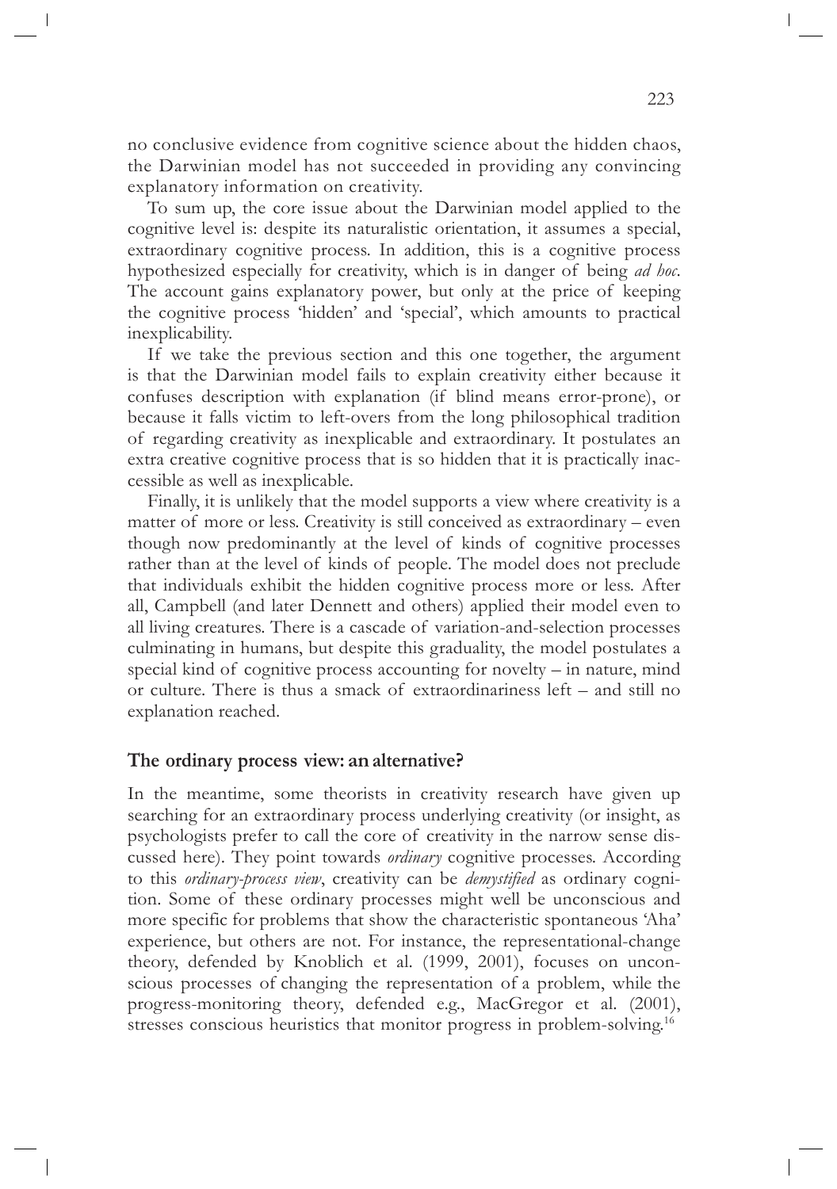no conclusive evidence from cognitive science about the hidden chaos, the Darwinian model has not succeeded in providing any convincing explanatory information on creativity.

To sum up, the core issue about the Darwinian model applied to the cognitive level is: despite its naturalistic orientation, it assumes a special, extraordinary cognitive process. In addition, this is a cognitive process hypothesized especially for creativity, which is in danger of being *ad hoc*. The account gains explanatory power, but only at the price of keeping the cognitive process 'hidden' and 'special', which amounts to practical inexplicability.

If we take the previous section and this one together, the argument is that the Darwinian model fails to explain creativity either because it confuses description with explanation (if blind means error-prone), or because it falls victim to left-overs from the long philosophical tradition of regarding creativity as inexplicable and extraordinary. It postulates an extra creative cognitive process that is so hidden that it is practically inaccessible as well as inexplicable.

Finally, it is unlikely that the model supports a view where creativity is a matter of more or less. Creativity is still conceived as extraordinary – even though now predominantly at the level of kinds of cognitive processes rather than at the level of kinds of people. The model does not preclude that individuals exhibit the hidden cognitive process more or less. After all, Campbell (and later Dennett and others) applied their model even to all living creatures. There is a cascade of variation-and-selection processes culminating in humans, but despite this graduality, the model postulates a special kind of cognitive process accounting for novelty – in nature, mind or culture. There is thus a smack of extraordinariness left – and still no explanation reached.

## The ordinary process view: an alternative?

In the meantime, some theorists in creativity research have given up searching for an extraordinary process underlying creativity (or insight, as psychologists prefer to call the core of creativity in the narrow sense discussed here). They point towards *ordinary* cognitive processes. According to this *ordinary-process view*, creativity can be *demystified* as ordinary cognition. Some of these ordinary processes might well be unconscious and more specific for problems that show the characteristic spontaneous 'Aha' experience, but others are not. For instance, the representational-change theory, defended by Knoblich et al. (1999, 2001), focuses on unconscious processes of changing the representation of a problem, while the progress-monitoring theory, defended e.g., MacGregor et al. (2001), stresses conscious heuristics that monitor progress in problem-solving.[16]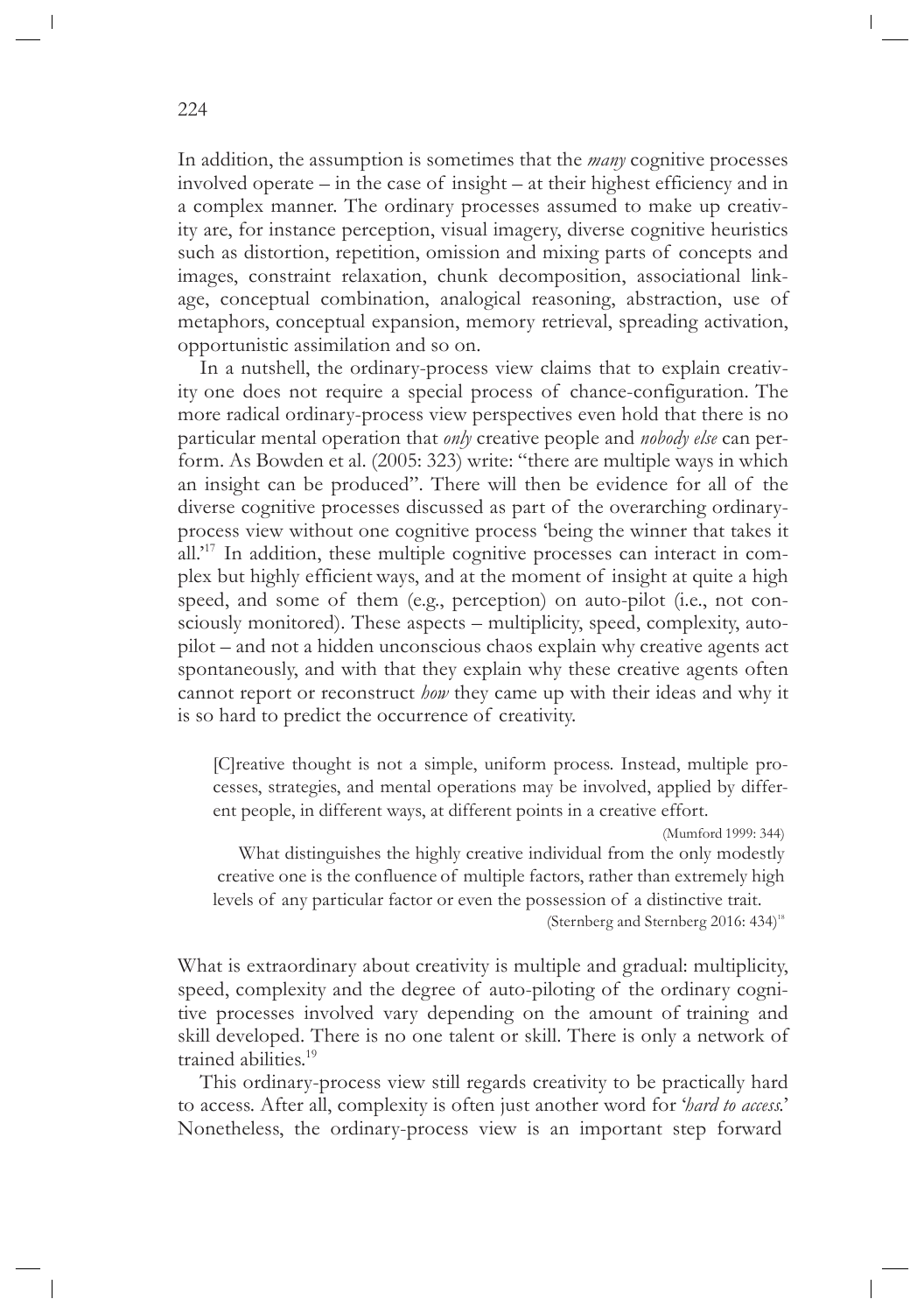In addition, the assumption is sometimes that the *many* cognitive processes involved operate – in the case of insight – at their highest efficiency and in a complex manner. The ordinary processes assumed to make up creativity are, for instance perception, visual imagery, diverse cognitive heuristics such as distortion, repetition, omission and mixing parts of concepts and images, constraint relaxation, chunk decomposition, associational linkage, conceptual combination, analogical reasoning, abstraction, use of metaphors, conceptual expansion, memory retrieval, spreading activation, opportunistic assimilation and so on.

In a nutshell, the ordinary-process view claims that to explain creativity one does not require a special process of chance-configuration. The more radical ordinary-process view perspectives even hold that there is no particular mental operation that *only* creative people and *nobody else* can perform. As Bowden et al. (2005: 323) write: "there are multiple ways in which an insight can be produced". There will then be evidence for all of the diverse cognitive processes discussed as part of the overarching ordinary-process view without one cognitive process 'being the winner that takes it all.'[17] In addition, these multiple cognitive processes can interact in complex but highly efficient ways, and at the moment of insight at quite a high speed, and some of them (e.g., perception) on auto-pilot (i.e., not consciously monitored). These aspects – multiplicity, speed, complexity, auto-pilot – and not a hidden unconscious chaos explain why creative agents act spontaneously, and with that they explain why these creative agents often cannot report or reconstruct *how* they came up with their ideas and why it is so hard to predict the occurrence of creativity.

> [C]reative thought is not a simple, uniform process. Instead, multiple processes, strategies, and mental operations may be involved, applied by different people, in different ways, at different points in a creative effort.
>
> (Mumford 1999: 344)
>
> What distinguishes the highly creative individual from the only modestly creative one is the confluence of multiple factors, rather than extremely high levels of any particular factor or even the possession of a distinctive trait.
>
> (Sternberg and Sternberg 2016: 434)[18]

What is extraordinary about creativity is multiple and gradual: multiplicity, speed, complexity and the degree of auto-piloting of the ordinary cognitive processes involved vary depending on the amount of training and skill developed. There is no one talent or skill. There is only a network of trained abilities.[19]

This ordinary-process view still regards creativity to be practically hard to access. After all, complexity is often just another word for '*hard to access.*' Nonetheless, the ordinary-process view is an important step forward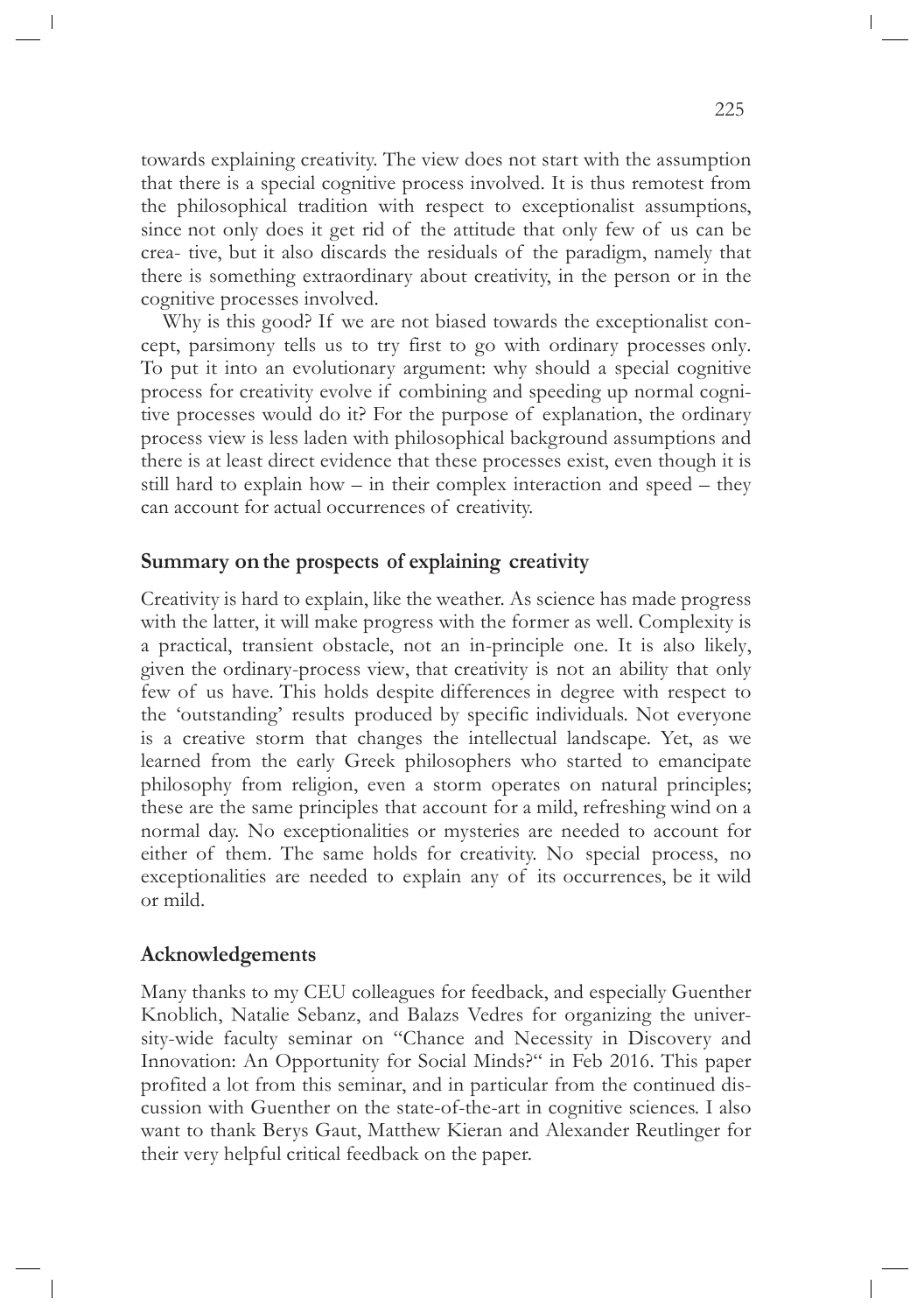towards explaining creativity. The view does not start with the assumption that there is a special cognitive process involved. It is thus remotest from the philosophical tradition with respect to exceptionalist assumptions, since not only does it get rid of the attitude that only few of us can be crea- tive, but it also discards the residuals of the paradigm, namely that there is something extraordinary about creativity, in the person or in the cognitive processes involved.

Why is this good? If we are not biased towards the exceptionalist concept, parsimony tells us to try first to go with ordinary processes only. To put it into an evolutionary argument: why should a special cognitive process for creativity evolve if combining and speeding up normal cognitive processes would do it? For the purpose of explanation, the ordinary process view is less laden with philosophical background assumptions and there is at least direct evidence that these processes exist, even though it is still hard to explain how – in their complex interaction and speed – they can account for actual occurrences of creativity.

## Summary on the prospects of explaining creativity

Creativity is hard to explain, like the weather. As science has made progress with the latter, it will make progress with the former as well. Complexity is a practical, transient obstacle, not an in-principle one. It is also likely, given the ordinary-process view, that creativity is not an ability that only few of us have. This holds despite differences in degree with respect to the 'outstanding' results produced by specific individuals. Not everyone is a creative storm that changes the intellectual landscape. Yet, as we learned from the early Greek philosophers who started to emancipate philosophy from religion, even a storm operates on natural principles; these are the same principles that account for a mild, refreshing wind on a normal day. No exceptionalities or mysteries are needed to account for either of them. The same holds for creativity. No special process, no exceptionalities are needed to explain any of its occurrences, be it wild or mild.

## Acknowledgements

Many thanks to my CEU colleagues for feedback, and especially Guenther Knoblich, Natalie Sebanz, and Balazs Vedres for organizing the university-wide faculty seminar on "Chance and Necessity in Discovery and Innovation: An Opportunity for Social Minds?" in Feb 2016. This paper profited a lot from this seminar, and in particular from the continued discussion with Guenther on the state-of-the-art in cognitive sciences. I also want to thank Berys Gaut, Matthew Kieran and Alexander Reutlinger for their very helpful critical feedback on the paper.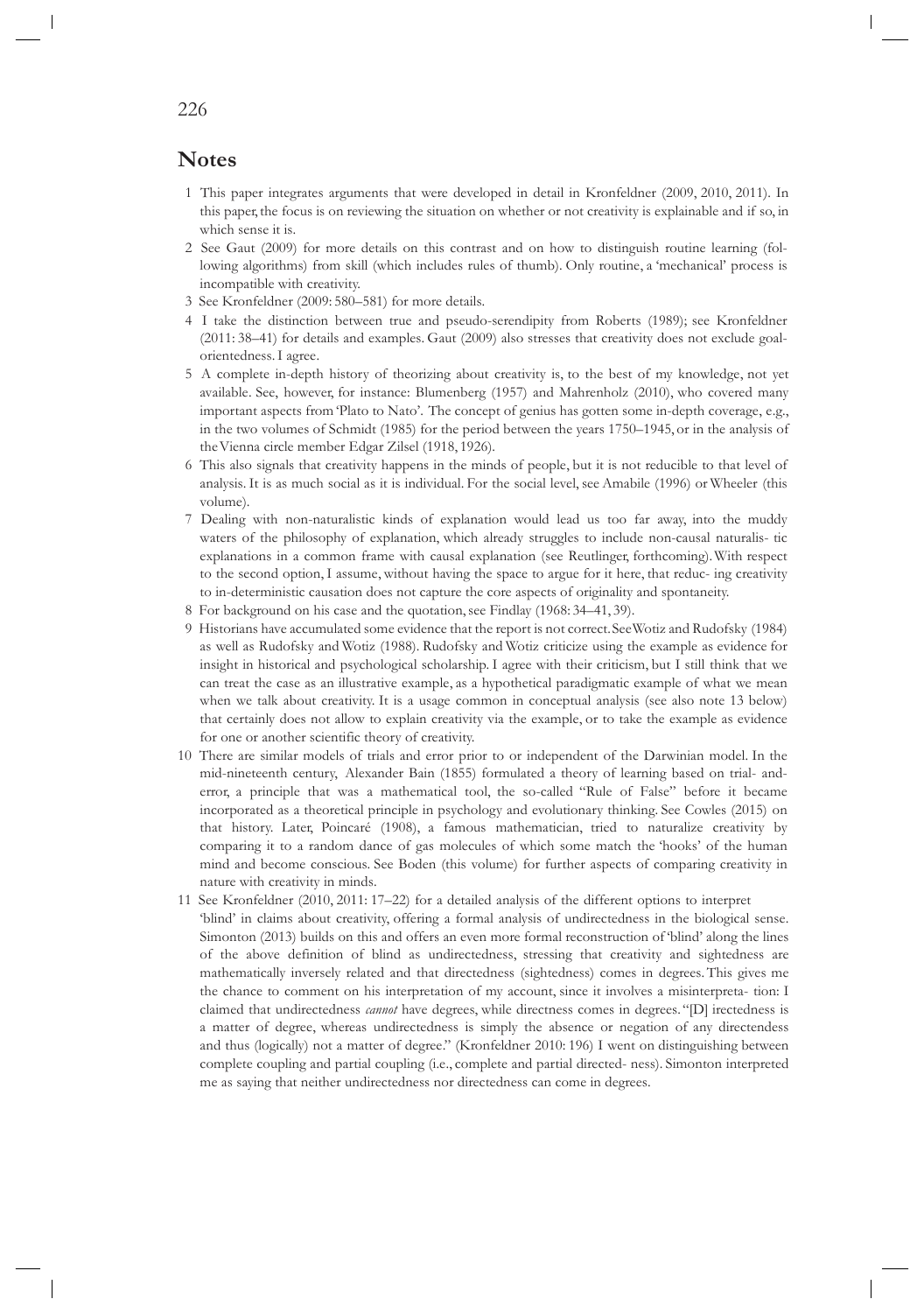## Notes

1 This paper integrates arguments that were developed in detail in Kronfeldner (2009, 2010, 2011). In this paper, the focus is on reviewing the situation on whether or not creativity is explainable and if so, in which sense it is.

2 See Gaut (2009) for more details on this contrast and on how to distinguish routine learning (following algorithms) from skill (which includes rules of thumb). Only routine, a 'mechanical' process is incompatible with creativity.

3 See Kronfeldner (2009: 580–581) for more details.

4 I take the distinction between true and pseudo-serendipity from Roberts (1989); see Kronfeldner (2011: 38–41) for details and examples. Gaut (2009) also stresses that creativity does not exclude goal-orientedness. I agree.

5 A complete in-depth history of theorizing about creativity is, to the best of my knowledge, not yet available. See, however, for instance: Blumenberg (1957) and Mahrenholz (2010), who covered many important aspects from 'Plato to Nato'. The concept of genius has gotten some in-depth coverage, e.g., in the two volumes of Schmidt (1985) for the period between the years 1750–1945, or in the analysis of the Vienna circle member Edgar Zilsel (1918, 1926).

6 This also signals that creativity happens in the minds of people, but it is not reducible to that level of analysis. It is as much social as it is individual. For the social level, see Amabile (1996) or Wheeler (this volume).

7 Dealing with non-naturalistic kinds of explanation would lead us too far away, into the muddy waters of the philosophy of explanation, which already struggles to include non-causal naturalis- tic explanations in a common frame with causal explanation (see Reutlinger, forthcoming). With respect to the second option, I assume, without having the space to argue for it here, that reduc- ing creativity to in-deterministic causation does not capture the core aspects of originality and spontaneity.

8 For background on his case and the quotation, see Findlay (1968: 34–41, 39).

9 Historians have accumulated some evidence that the report is not correct. See Wotiz and Rudofsky (1984) as well as Rudofsky and Wotiz (1988). Rudofsky and Wotiz criticize using the example as evidence for insight in historical and psychological scholarship. I agree with their criticism, but I still think that we can treat the case as an illustrative example, as a hypothetical paradigmatic example of what we mean when we talk about creativity. It is a usage common in conceptual analysis (see also note 13 below) that certainly does not allow to explain creativity via the example, or to take the example as evidence for one or another scientific theory of creativity.

10 There are similar models of trials and error prior to or independent of the Darwinian model. In the mid-nineteenth century, Alexander Bain (1855) formulated a theory of learning based on trial- and-error, a principle that was a mathematical tool, the so-called "Rule of False" before it became incorporated as a theoretical principle in psychology and evolutionary thinking. See Cowles (2015) on that history. Later, Poincaré (1908), a famous mathematician, tried to naturalize creativity by comparing it to a random dance of gas molecules of which some match the 'hooks' of the human mind and become conscious. See Boden (this volume) for further aspects of comparing creativity in nature with creativity in minds.

11 See Kronfeldner (2010, 2011: 17–22) for a detailed analysis of the different options to interpret 'blind' in claims about creativity, offering a formal analysis of undirectedness in the biological sense. Simonton (2013) builds on this and offers an even more formal reconstruction of 'blind' along the lines of the above definition of blind as undirectedness, stressing that creativity and sightedness are mathematically inversely related and that directedness (sightedness) comes in degrees. This gives me the chance to comment on his interpretation of my account, since it involves a misinterpreta- tion: I claimed that undirectedness *cannot* have degrees, while directness comes in degrees. "[D] irectedness is a matter of degree, whereas undirectedness is simply the absence or negation of any directendess and thus (logically) not a matter of degree." (Kronfeldner 2010: 196) I went on distinguishing between complete coupling and partial coupling (i.e., complete and partial directed- ness). Simonton interpreted me as saying that neither undirectedness nor directedness can come in degrees.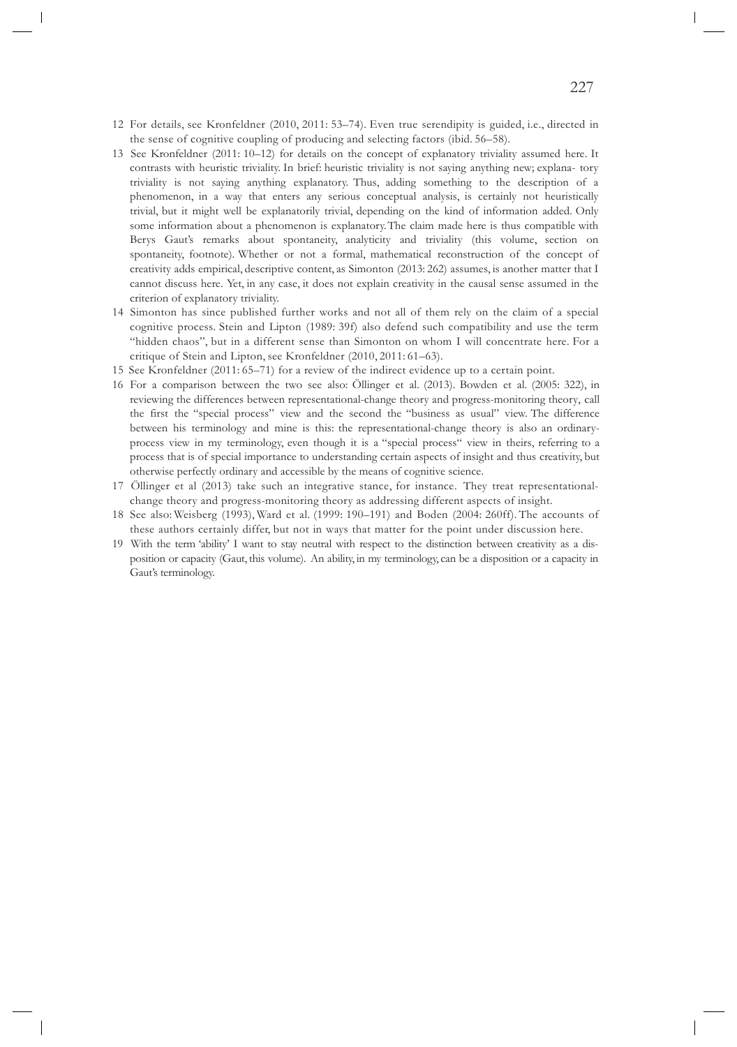12 For details, see Kronfeldner (2010, 2011: 53–74). Even true serendipity is guided, i.e., directed in the sense of cognitive coupling of producing and selecting factors (ibid. 56–58).

13 See Kronfeldner (2011: 10–12) for details on the concept of explanatory triviality assumed here. It contrasts with heuristic triviality. In brief: heuristic triviality is not saying anything new; explana- tory triviality is not saying anything explanatory. Thus, adding something to the description of a phenomenon, in a way that enters any serious conceptual analysis, is certainly not heuristically trivial, but it might well be explanatorily trivial, depending on the kind of information added. Only some information about a phenomenon is explanatory. The claim made here is thus compatible with Berys Gaut's remarks about spontaneity, analyticity and triviality (this volume, section on spontaneity, footnote). Whether or not a formal, mathematical reconstruction of the concept of creativity adds empirical, descriptive content, as Simonton (2013: 262) assumes, is another matter that I cannot discuss here. Yet, in any case, it does not explain creativity in the causal sense assumed in the criterion of explanatory triviality.

14 Simonton has since published further works and not all of them rely on the claim of a special cognitive process. Stein and Lipton (1989: 39f) also defend such compatibility and use the term "hidden chaos", but in a different sense than Simonton on whom I will concentrate here. For a critique of Stein and Lipton, see Kronfeldner (2010, 2011: 61–63).

15 See Kronfeldner (2011: 65–71) for a review of the indirect evidence up to a certain point.

16 For a comparison between the two see also: Öllinger et al. (2013). Bowden et al. (2005: 322), in reviewing the differences between representational-change theory and progress-monitoring theory, call the first the "special process" view and the second the "business as usual" view. The difference between his terminology and mine is this: the representational-change theory is also an ordinary-process view in my terminology, even though it is a "special process" view in theirs, referring to a process that is of special importance to understanding certain aspects of insight and thus creativity, but otherwise perfectly ordinary and accessible by the means of cognitive science.

17 Öllinger et al (2013) take such an integrative stance, for instance. They treat representational-change theory and progress-monitoring theory as addressing different aspects of insight.

18 See also: Weisberg (1993), Ward et al. (1999: 190–191) and Boden (2004: 260ff). The accounts of these authors certainly differ, but not in ways that matter for the point under discussion here.

19 With the term 'ability' I want to stay neutral with respect to the distinction between creativity as a disposition or capacity (Gaut, this volume). An ability, in my terminology, can be a disposition or a capacity in Gaut's terminology.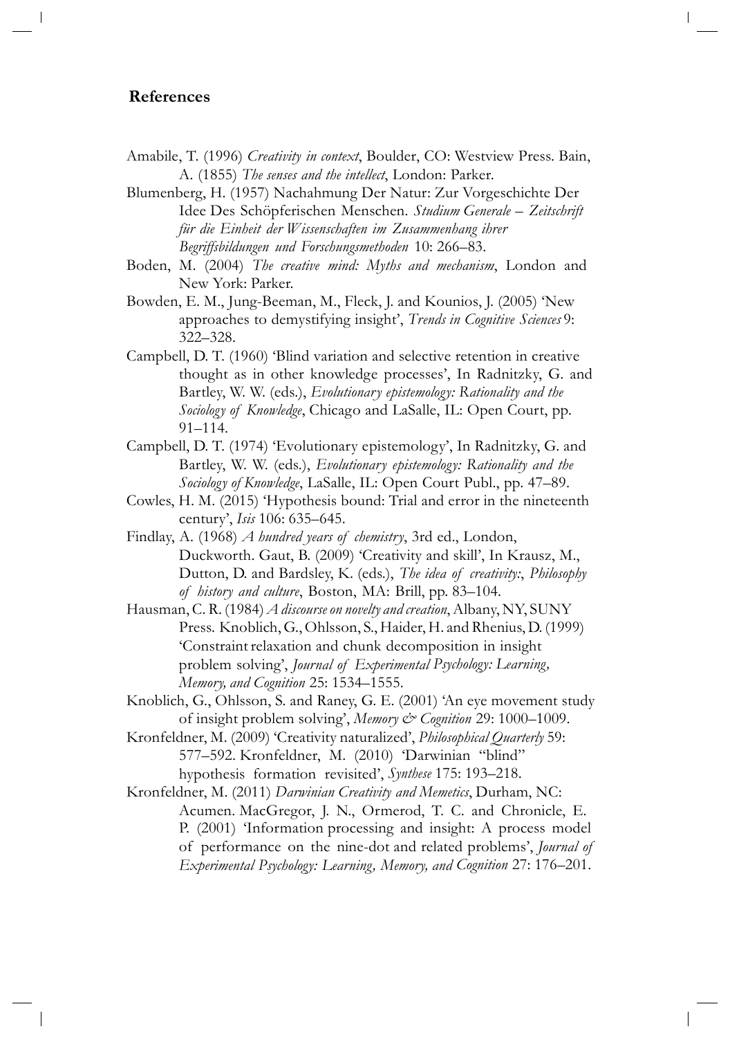## References

Amabile, T. (1996) *Creativity in context*, Boulder, CO: Westview Press. Bain, A. (1855) *The senses and the intellect*, London: Parker.

Blumenberg, H. (1957) Nachahmung Der Natur: Zur Vorgeschichte Der Idee Des Schöpferischen Menschen. *Studium Generale – Zeitschrift für die Einheit der Wissenschaften im Zusammenhang ihrer Begriffsbildungen und Forschungsmethoden* 10: 266–83.

Boden, M. (2004) *The creative mind: Myths and mechanism*, London and New York: Parker.

Bowden, E. M., Jung-Beeman, M., Fleck, J. and Kounios, J. (2005) 'New approaches to demystifying insight', *Trends in Cognitive Sciences* 9: 322–328.

Campbell, D. T. (1960) 'Blind variation and selective retention in creative thought as in other knowledge processes', In Radnitzky, G. and Bartley, W. W. (eds.), *Evolutionary epistemology: Rationality and the Sociology of Knowledge*, Chicago and LaSalle, IL: Open Court, pp. 91–114.

Campbell, D. T. (1974) 'Evolutionary epistemology', In Radnitzky, G. and Bartley, W. W. (eds.), *Evolutionary epistemology: Rationality and the Sociology of Knowledge*, LaSalle, IL: Open Court Publ., pp. 47–89.

Cowles, H. M. (2015) 'Hypothesis bound: Trial and error in the nineteenth century', *Isis* 106: 635–645.

Findlay, A. (1968) *A hundred years of chemistry*, 3rd ed., London, Duckworth. Gaut, B. (2009) 'Creativity and skill', In Krausz, M., Dutton, D. and Bardsley, K. (eds.), *The idea of creativity:, Philosophy of history and culture*, Boston, MA: Brill, pp. 83–104.

Hausman, C. R. (1984) *A discourse on novelty and creation*, Albany, NY, SUNY Press. Knoblich, G., Ohlsson, S., Haider, H. and Rhenius, D. (1999) 'Constraint relaxation and chunk decomposition in insight problem solving', *Journal of Experimental Psychology: Learning, Memory, and Cognition* 25: 1534–1555.

Knoblich, G., Ohlsson, S. and Raney, G. E. (2001) 'An eye movement study of insight problem solving', *Memory & Cognition* 29: 1000–1009.

Kronfeldner, M. (2009) 'Creativity naturalized', *Philosophical Quarterly* 59: 577–592. Kronfeldner, M. (2010) 'Darwinian "blind" hypothesis formation revisited', *Synthese* 175: 193–218.

Kronfeldner, M. (2011) *Darwinian Creativity and Memetics*, Durham, NC: Acumen. MacGregor, J. N., Ormerod, T. C. and Chronicle, E. P. (2001) 'Information processing and insight: A process model of performance on the nine-dot and related problems', *Journal of Experimental Psychology: Learning, Memory, and Cognition* 27: 176–201.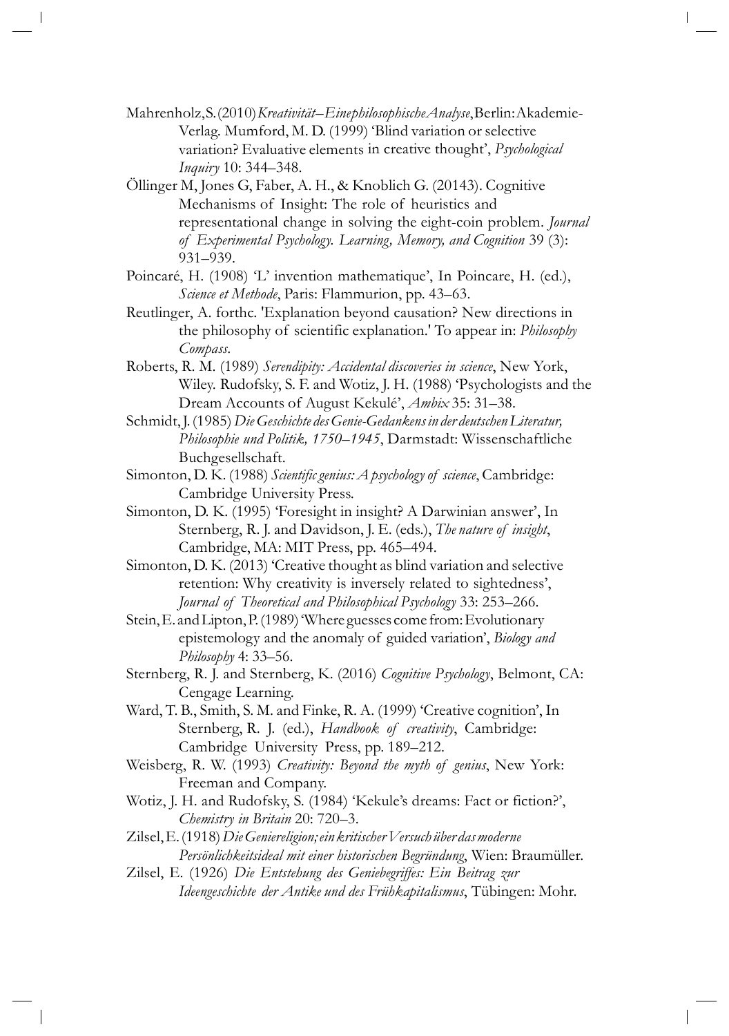Mahrenholz, S. (2010) *Kreativität–Eine philosophische Analyse*, Berlin: Akademie-Verlag. Mumford, M. D. (1999) 'Blind variation or selective variation? Evaluative elements in creative thought', *Psychological Inquiry* 10: 344–348.

Öllinger M, Jones G, Faber, A. H., & Knoblich G. (20143). Cognitive Mechanisms of Insight: The role of heuristics and representational change in solving the eight-coin problem. *Journal of Experimental Psychology. Learning, Memory, and Cognition* 39 (3): 931–939.

Poincaré, H. (1908) 'L' invention mathematique', In Poincare, H. (ed.), *Science et Methode*, Paris: Flammurion, pp. 43–63.

Reutlinger, A. forthc. 'Explanation beyond causation? New directions in the philosophy of scientific explanation.' To appear in: *Philosophy Compass*.

Roberts, R. M. (1989) *Serendipity: Accidental discoveries in science*, New York, Wiley. Rudofsky, S. F. and Wotiz, J. H. (1988) 'Psychologists and the Dream Accounts of August Kekulé', *Ambix* 35: 31–38.

Schmidt, J. (1985) *Die Geschichte des Genie-Gedankens in der deutschen Literatur, Philosophie und Politik, 1750–1945*, Darmstadt: Wissenschaftliche Buchgesellschaft.

Simonton, D. K. (1988) *Scientific genius: A psychology of science*, Cambridge: Cambridge University Press.

Simonton, D. K. (1995) 'Foresight in insight? A Darwinian answer', In Sternberg, R. J. and Davidson, J. E. (eds.), *The nature of insight*, Cambridge, MA: MIT Press, pp. 465–494.

Simonton, D. K. (2013) 'Creative thought as blind variation and selective retention: Why creativity is inversely related to sightedness', *Journal of Theoretical and Philosophical Psychology* 33: 253–266.

Stein, E. and Lipton, P. (1989) 'Where guesses come from: Evolutionary epistemology and the anomaly of guided variation', *Biology and Philosophy* 4: 33–56.

Sternberg, R. J. and Sternberg, K. (2016) *Cognitive Psychology*, Belmont, CA: Cengage Learning.

Ward, T. B., Smith, S. M. and Finke, R. A. (1999) 'Creative cognition', In Sternberg, R. J. (ed.), *Handbook of creativity*, Cambridge: Cambridge University Press, pp. 189–212.

Weisberg, R. W. (1993) *Creativity: Beyond the myth of genius*, New York: Freeman and Company.

Wotiz, J. H. and Rudofsky, S. (1984) 'Kekule's dreams: Fact or fiction?', *Chemistry in Britain* 20: 720–3.

Zilsel, E. (1918) *Die Geniereligion; ein kritischer Versuch über das moderne Persönlichkeitsideal mit einer historischen Begründung*, Wien: Braumüller.

Zilsel, E. (1926) *Die Entstehung des Geniebegriffes: Ein Beitrag zur Ideengeschichte der Antike und des Frühkapitalismus*, Tübingen: Mohr.